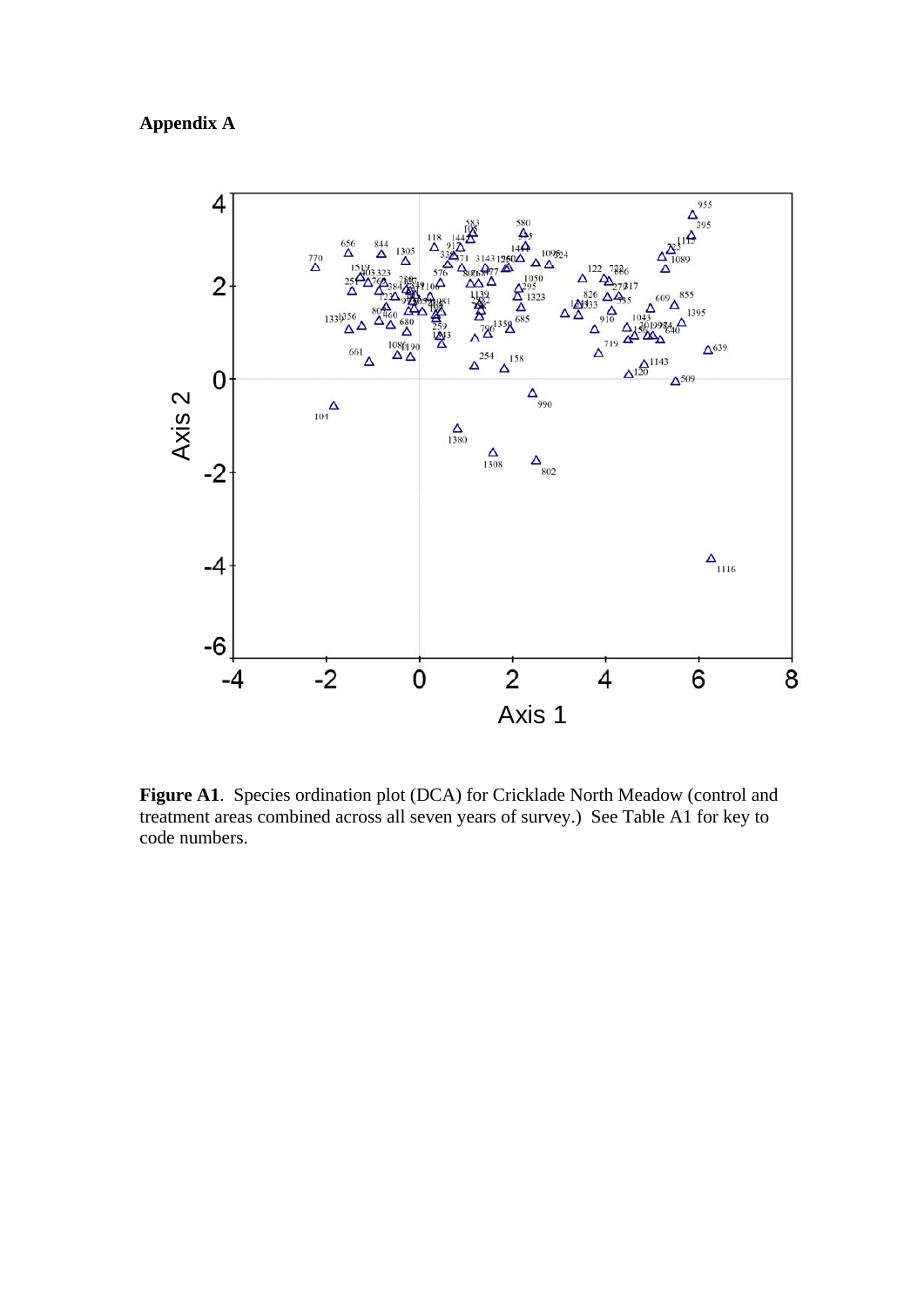**Appendix A**

**Figure A1**. Species ordination plot (DCA) for Cricklade North Meadow (control and treatment areas combined across all seven years of survey.) See Table A1 for key to code numbers.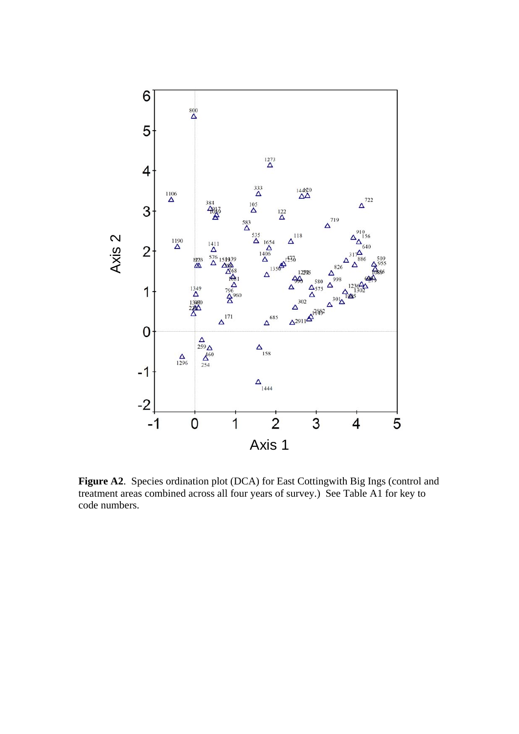**Figure A2**. Species ordination plot (DCA) for East Cottingwith Big Ings (control and treatment areas combined across all four years of survey.) See Table A1 for key to code numbers.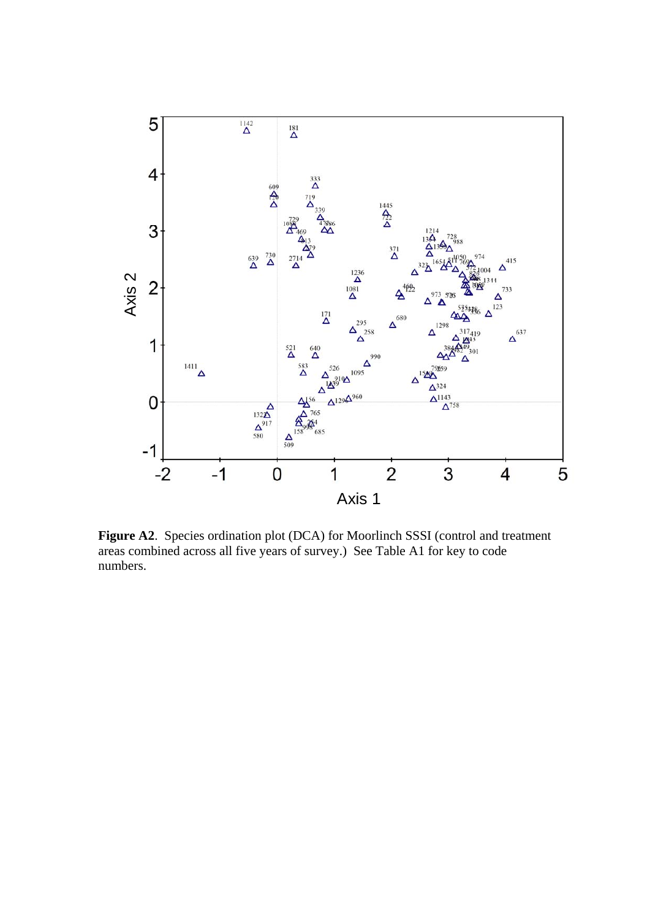**Figure A2**. Species ordination plot (DCA) for Moorlinch SSSI (control and treatment areas combined across all five years of survey.) See Table A1 for key to code numbers.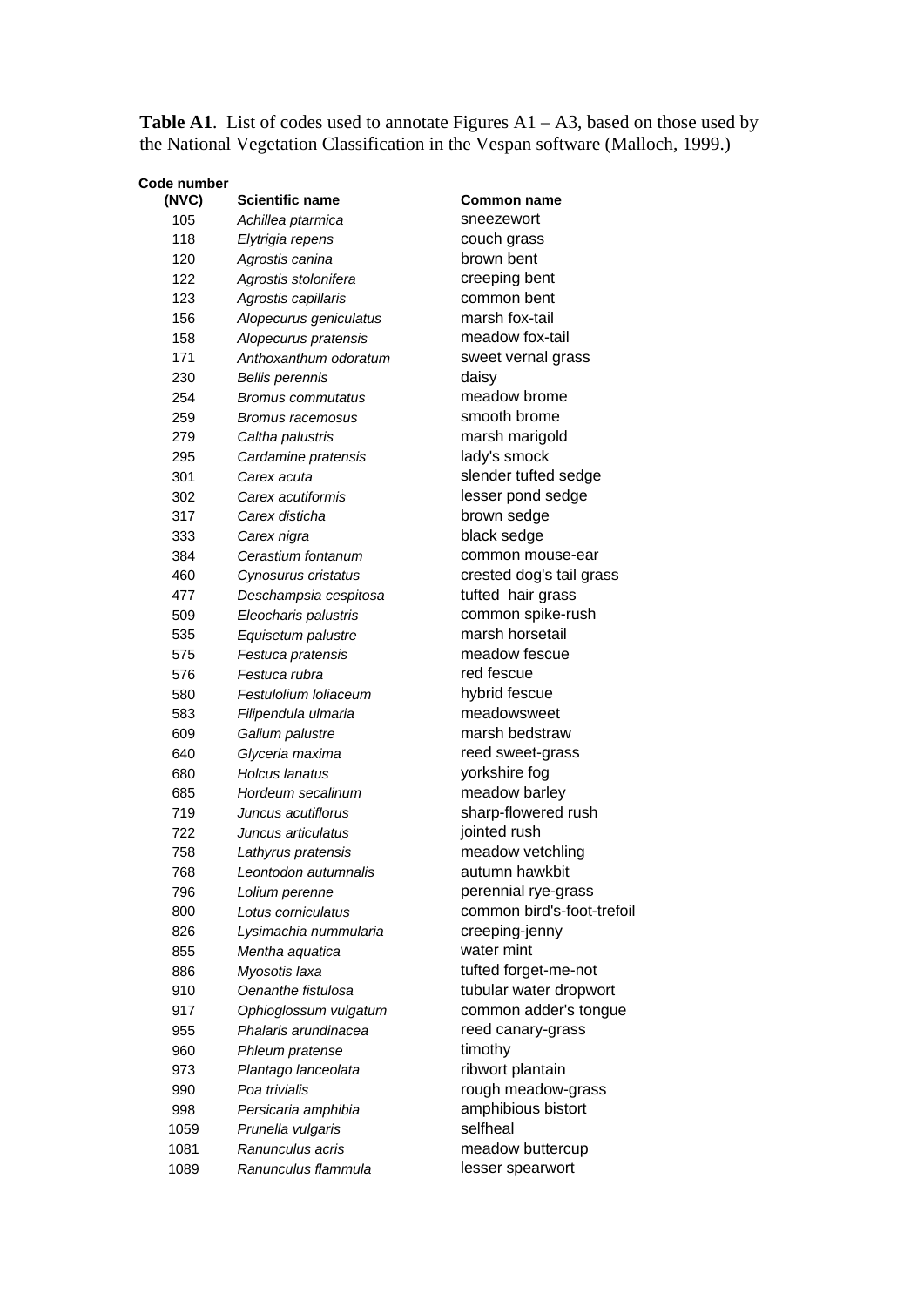**Table A1**. List of codes used to annotate Figures A1 – A3, based on those used by the National Vegetation Classification in the Vespan software (Malloch, 1999.)

| Code number (NVC) | Scientific name | Common name |
|---|---|---|
| 105 | *Achillea ptarmica* | sneezewort |
| 118 | *Elytrigia repens* | couch grass |
| 120 | *Agrostis canina* | brown bent |
| 122 | *Agrostis stolonifera* | creeping bent |
| 123 | *Agrostis capillaris* | common bent |
| 156 | *Alopecurus geniculatus* | marsh fox-tail |
| 158 | *Alopecurus pratensis* | meadow fox-tail |
| 171 | *Anthoxanthum odoratum* | sweet vernal grass |
| 230 | *Bellis perennis* | daisy |
| 254 | *Bromus commutatus* | meadow brome |
| 259 | *Bromus racemosus* | smooth brome |
| 279 | *Caltha palustris* | marsh marigold |
| 295 | *Cardamine pratensis* | lady's smock |
| 301 | *Carex acuta* | slender tufted sedge |
| 302 | *Carex acutiformis* | lesser pond sedge |
| 317 | *Carex disticha* | brown sedge |
| 333 | *Carex nigra* | black sedge |
| 384 | *Cerastium fontanum* | common mouse-ear |
| 460 | *Cynosurus cristatus* | crested dog's tail grass |
| 477 | *Deschampsia cespitosa* | tufted hair grass |
| 509 | *Eleocharis palustris* | common spike-rush |
| 535 | *Equisetum palustre* | marsh horsetail |
| 575 | *Festuca pratensis* | meadow fescue |
| 576 | *Festuca rubra* | red fescue |
| 580 | *Festulolium loliaceum* | hybrid fescue |
| 583 | *Filipendula ulmaria* | meadowsweet |
| 609 | *Galium palustre* | marsh bedstraw |
| 640 | *Glyceria maxima* | reed sweet-grass |
| 680 | *Holcus lanatus* | yorkshire fog |
| 685 | *Hordeum secalinum* | meadow barley |
| 719 | *Juncus acutiflorus* | sharp-flowered rush |
| 722 | *Juncus articulatus* | jointed rush |
| 758 | *Lathyrus pratensis* | meadow vetchling |
| 768 | *Leontodon autumnalis* | autumn hawkbit |
| 796 | *Lolium perenne* | perennial rye-grass |
| 800 | *Lotus corniculatus* | common bird's-foot-trefoil |
| 826 | *Lysimachia nummularia* | creeping-jenny |
| 855 | *Mentha aquatica* | water mint |
| 886 | *Myosotis laxa* | tufted forget-me-not |
| 910 | *Oenanthe fistulosa* | tubular water dropwort |
| 917 | *Ophioglossum vulgatum* | common adder's tongue |
| 955 | *Phalaris arundinacea* | reed canary-grass |
| 960 | *Phleum pratense* | timothy |
| 973 | *Plantago lanceolata* | ribwort plantain |
| 990 | *Poa trivialis* | rough meadow-grass |
| 998 | *Persicaria amphibia* | amphibious bistort |
| 1059 | *Prunella vulgaris* | selfheal |
| 1081 | *Ranunculus acris* | meadow buttercup |
| 1089 | *Ranunculus flammula* | lesser spearwort |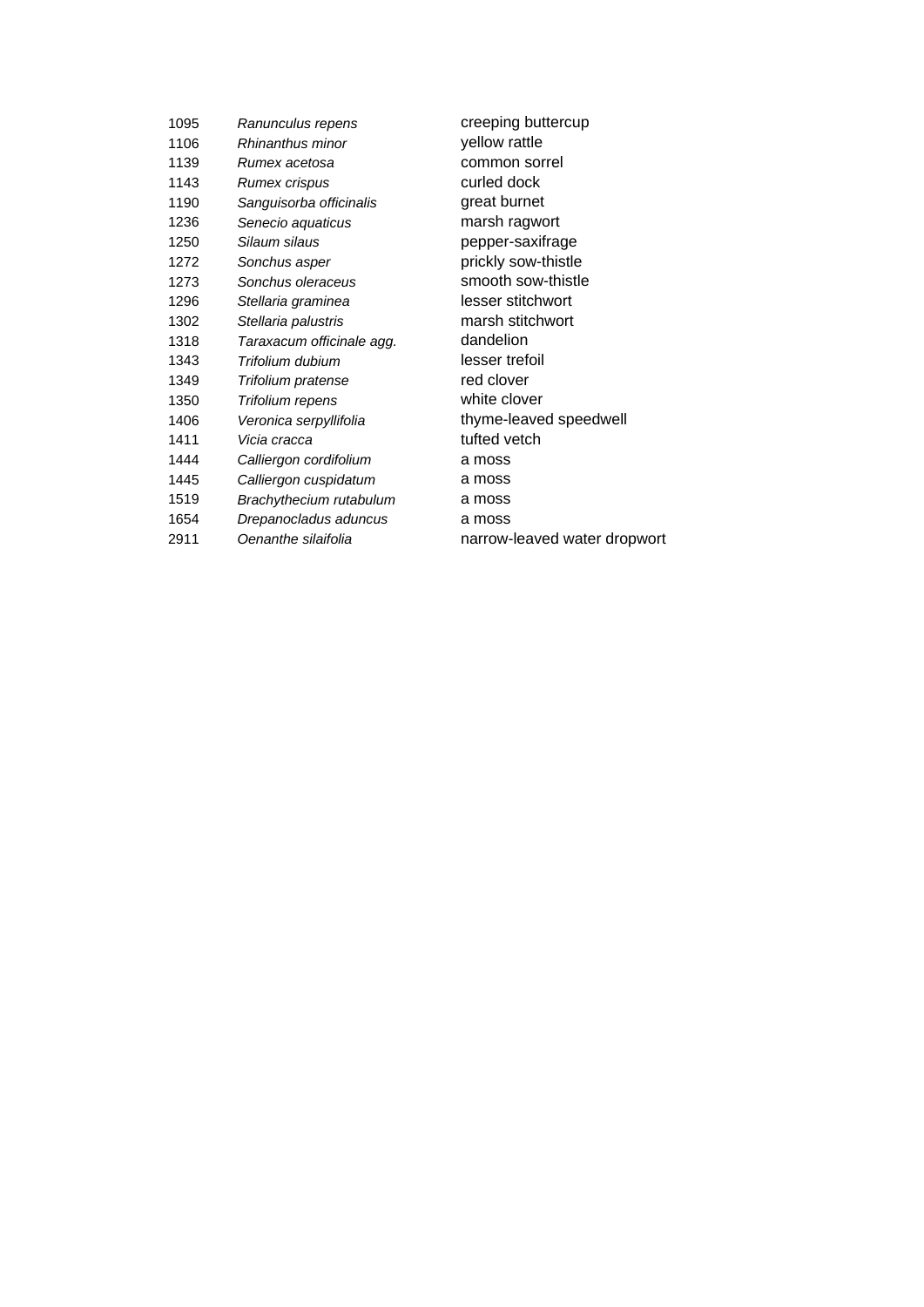| | | |
|---|---|---|
| 1095 | *Ranunculus repens* | creeping buttercup |
| 1106 | *Rhinanthus minor* | yellow rattle |
| 1139 | *Rumex acetosa* | common sorrel |
| 1143 | *Rumex crispus* | curled dock |
| 1190 | *Sanguisorba officinalis* | great burnet |
| 1236 | *Senecio aquaticus* | marsh ragwort |
| 1250 | *Silaum silaus* | pepper-saxifrage |
| 1272 | *Sonchus asper* | prickly sow-thistle |
| 1273 | *Sonchus oleraceus* | smooth sow-thistle |
| 1296 | *Stellaria graminea* | lesser stitchwort |
| 1302 | *Stellaria palustris* | marsh stitchwort |
| 1318 | *Taraxacum officinale agg.* | dandelion |
| 1343 | *Trifolium dubium* | lesser trefoil |
| 1349 | *Trifolium pratense* | red clover |
| 1350 | *Trifolium repens* | white clover |
| 1406 | *Veronica serpyllifolia* | thyme-leaved speedwell |
| 1411 | *Vicia cracca* | tufted vetch |
| 1444 | *Calliergon cordifolium* | a moss |
| 1445 | *Calliergon cuspidatum* | a moss |
| 1519 | *Brachythecium rutabulum* | a moss |
| 1654 | *Drepanocladus aduncus* | a moss |
| 2911 | *Oenanthe silaifolia* | narrow-leaved water dropwort |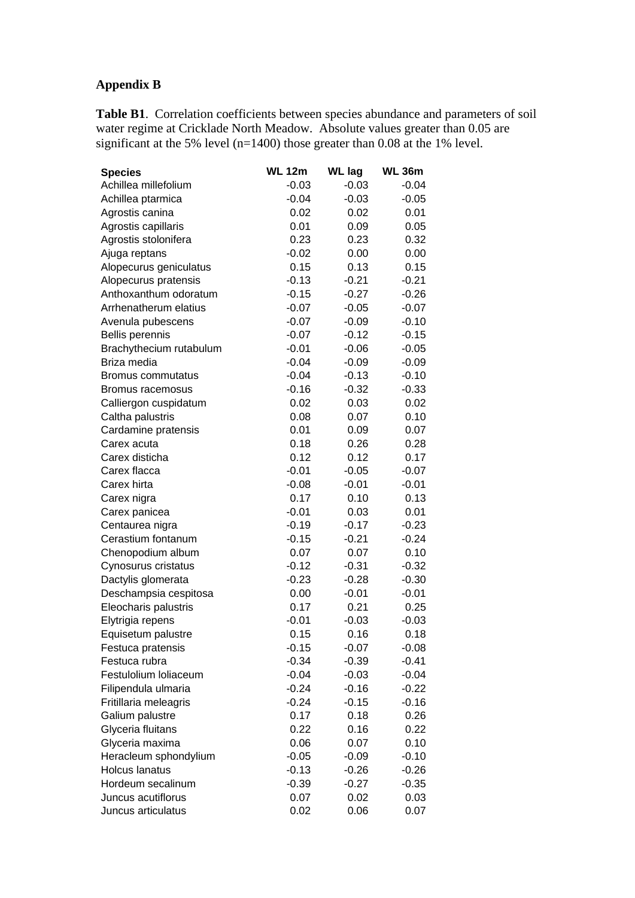**Appendix B**

**Table B1**. Correlation coefficients between species abundance and parameters of soil water regime at Cricklade North Meadow. Absolute values greater than 0.05 are significant at the 5% level (n=1400) those greater than 0.08 at the 1% level.

| Species | WL 12m | WL lag | WL 36m |
|---|---|---|---|
| Achillea millefolium | -0.03 | -0.03 | -0.04 |
| Achillea ptarmica | -0.04 | -0.03 | -0.05 |
| Agrostis canina | 0.02 | 0.02 | 0.01 |
| Agrostis capillaris | 0.01 | 0.09 | 0.05 |
| Agrostis stolonifera | 0.23 | 0.23 | 0.32 |
| Ajuga reptans | -0.02 | 0.00 | 0.00 |
| Alopecurus geniculatus | 0.15 | 0.13 | 0.15 |
| Alopecurus pratensis | -0.13 | -0.21 | -0.21 |
| Anthoxanthum odoratum | -0.15 | -0.27 | -0.26 |
| Arrhenatherum elatius | -0.07 | -0.05 | -0.07 |
| Avenula pubescens | -0.07 | -0.09 | -0.10 |
| Bellis perennis | -0.07 | -0.12 | -0.15 |
| Brachythecium rutabulum | -0.01 | -0.06 | -0.05 |
| Briza media | -0.04 | -0.09 | -0.09 |
| Bromus commutatus | -0.04 | -0.13 | -0.10 |
| Bromus racemosus | -0.16 | -0.32 | -0.33 |
| Calliergon cuspidatum | 0.02 | 0.03 | 0.02 |
| Caltha palustris | 0.08 | 0.07 | 0.10 |
| Cardamine pratensis | 0.01 | 0.09 | 0.07 |
| Carex acuta | 0.18 | 0.26 | 0.28 |
| Carex disticha | 0.12 | 0.12 | 0.17 |
| Carex flacca | -0.01 | -0.05 | -0.07 |
| Carex hirta | -0.08 | -0.01 | -0.01 |
| Carex nigra | 0.17 | 0.10 | 0.13 |
| Carex panicea | -0.01 | 0.03 | 0.01 |
| Centaurea nigra | -0.19 | -0.17 | -0.23 |
| Cerastium fontanum | -0.15 | -0.21 | -0.24 |
| Chenopodium album | 0.07 | 0.07 | 0.10 |
| Cynosurus cristatus | -0.12 | -0.31 | -0.32 |
| Dactylis glomerata | -0.23 | -0.28 | -0.30 |
| Deschampsia cespitosa | 0.00 | -0.01 | -0.01 |
| Eleocharis palustris | 0.17 | 0.21 | 0.25 |
| Elytrigia repens | -0.01 | -0.03 | -0.03 |
| Equisetum palustre | 0.15 | 0.16 | 0.18 |
| Festuca pratensis | -0.15 | -0.07 | -0.08 |
| Festuca rubra | -0.34 | -0.39 | -0.41 |
| Festulolium loliaceum | -0.04 | -0.03 | -0.04 |
| Filipendula ulmaria | -0.24 | -0.16 | -0.22 |
| Fritillaria meleagris | -0.24 | -0.15 | -0.16 |
| Galium palustre | 0.17 | 0.18 | 0.26 |
| Glyceria fluitans | 0.22 | 0.16 | 0.22 |
| Glyceria maxima | 0.06 | 0.07 | 0.10 |
| Heracleum sphondylium | -0.05 | -0.09 | -0.10 |
| Holcus lanatus | -0.13 | -0.26 | -0.26 |
| Hordeum secalinum | -0.39 | -0.27 | -0.35 |
| Juncus acutiflorus | 0.07 | 0.02 | 0.03 |
| Juncus articulatus | 0.02 | 0.06 | 0.07 |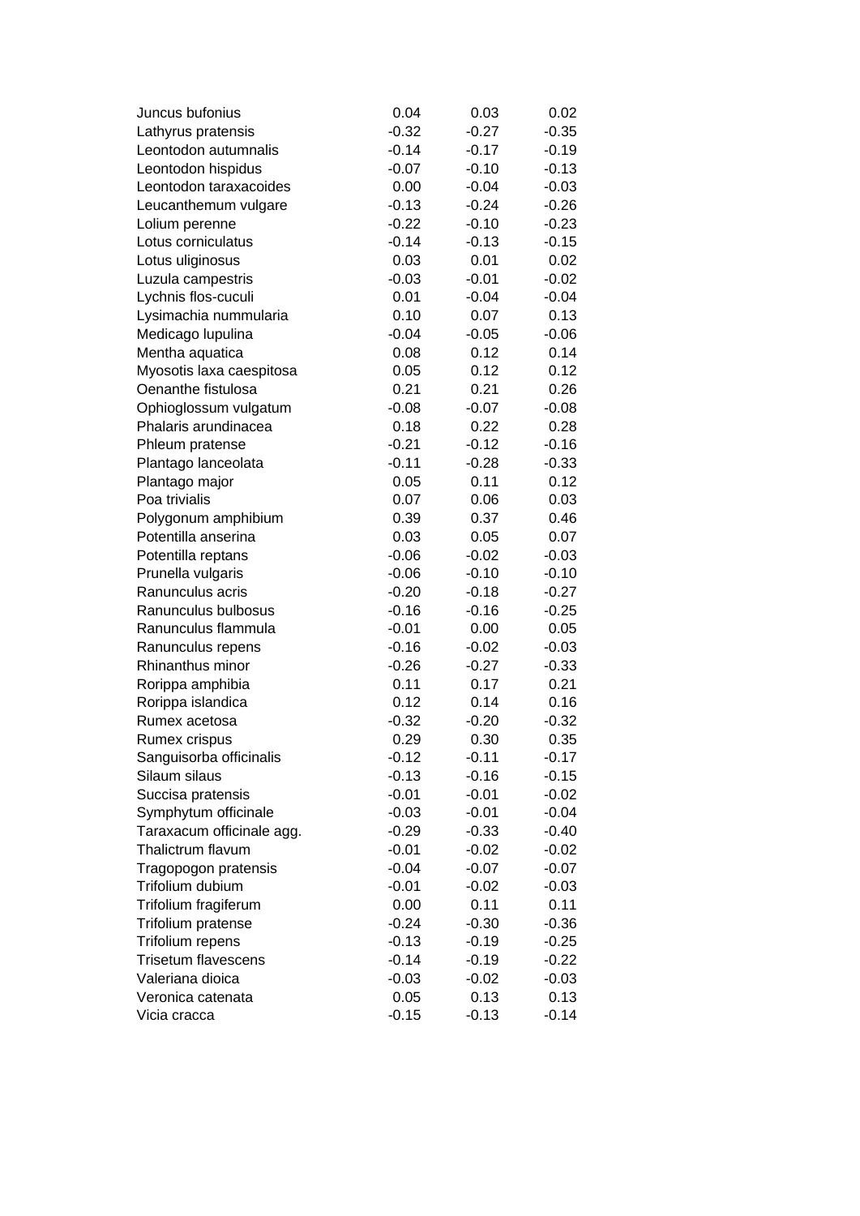| | | | |
|---|---|---|---|
| Juncus bufonius | 0.04 | 0.03 | 0.02 |
| Lathyrus pratensis | -0.32 | -0.27 | -0.35 |
| Leontodon autumnalis | -0.14 | -0.17 | -0.19 |
| Leontodon hispidus | -0.07 | -0.10 | -0.13 |
| Leontodon taraxacoides | 0.00 | -0.04 | -0.03 |
| Leucanthemum vulgare | -0.13 | -0.24 | -0.26 |
| Lolium perenne | -0.22 | -0.10 | -0.23 |
| Lotus corniculatus | -0.14 | -0.13 | -0.15 |
| Lotus uliginosus | 0.03 | 0.01 | 0.02 |
| Luzula campestris | -0.03 | -0.01 | -0.02 |
| Lychnis flos-cuculi | 0.01 | -0.04 | -0.04 |
| Lysimachia nummularia | 0.10 | 0.07 | 0.13 |
| Medicago lupulina | -0.04 | -0.05 | -0.06 |
| Mentha aquatica | 0.08 | 0.12 | 0.14 |
| Myosotis laxa caespitosa | 0.05 | 0.12 | 0.12 |
| Oenanthe fistulosa | 0.21 | 0.21 | 0.26 |
| Ophioglossum vulgatum | -0.08 | -0.07 | -0.08 |
| Phalaris arundinacea | 0.18 | 0.22 | 0.28 |
| Phleum pratense | -0.21 | -0.12 | -0.16 |
| Plantago lanceolata | -0.11 | -0.28 | -0.33 |
| Plantago major | 0.05 | 0.11 | 0.12 |
| Poa trivialis | 0.07 | 0.06 | 0.03 |
| Polygonum amphibium | 0.39 | 0.37 | 0.46 |
| Potentilla anserina | 0.03 | 0.05 | 0.07 |
| Potentilla reptans | -0.06 | -0.02 | -0.03 |
| Prunella vulgaris | -0.06 | -0.10 | -0.10 |
| Ranunculus acris | -0.20 | -0.18 | -0.27 |
| Ranunculus bulbosus | -0.16 | -0.16 | -0.25 |
| Ranunculus flammula | -0.01 | 0.00 | 0.05 |
| Ranunculus repens | -0.16 | -0.02 | -0.03 |
| Rhinanthus minor | -0.26 | -0.27 | -0.33 |
| Rorippa amphibia | 0.11 | 0.17 | 0.21 |
| Rorippa islandica | 0.12 | 0.14 | 0.16 |
| Rumex acetosa | -0.32 | -0.20 | -0.32 |
| Rumex crispus | 0.29 | 0.30 | 0.35 |
| Sanguisorba officinalis | -0.12 | -0.11 | -0.17 |
| Silaum silaus | -0.13 | -0.16 | -0.15 |
| Succisa pratensis | -0.01 | -0.01 | -0.02 |
| Symphytum officinale | -0.03 | -0.01 | -0.04 |
| Taraxacum officinale agg. | -0.29 | -0.33 | -0.40 |
| Thalictrum flavum | -0.01 | -0.02 | -0.02 |
| Tragopogon pratensis | -0.04 | -0.07 | -0.07 |
| Trifolium dubium | -0.01 | -0.02 | -0.03 |
| Trifolium fragiferum | 0.00 | 0.11 | 0.11 |
| Trifolium pratense | -0.24 | -0.30 | -0.36 |
| Trifolium repens | -0.13 | -0.19 | -0.25 |
| Trisetum flavescens | -0.14 | -0.19 | -0.22 |
| Valeriana dioica | -0.03 | -0.02 | -0.03 |
| Veronica catenata | 0.05 | 0.13 | 0.13 |
| Vicia cracca | -0.15 | -0.13 | -0.14 |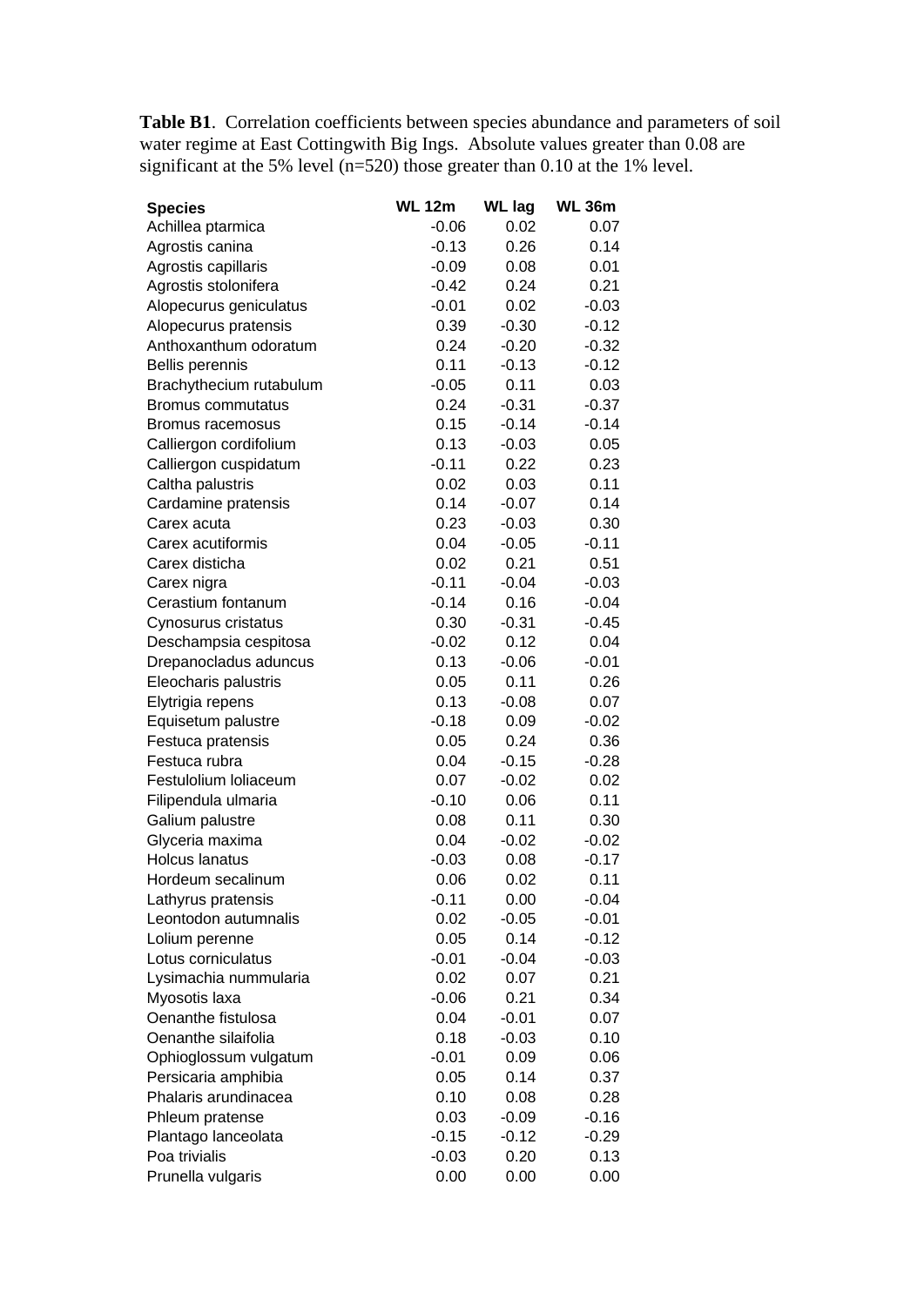**Table B1**. Correlation coefficients between species abundance and parameters of soil water regime at East Cottingwith Big Ings. Absolute values greater than 0.08 are significant at the 5% level (n=520) those greater than 0.10 at the 1% level.

| Species | WL 12m | WL lag | WL 36m |
|---|---|---|---|
| Achillea ptarmica | -0.06 | 0.02 | 0.07 |
| Agrostis canina | -0.13 | 0.26 | 0.14 |
| Agrostis capillaris | -0.09 | 0.08 | 0.01 |
| Agrostis stolonifera | -0.42 | 0.24 | 0.21 |
| Alopecurus geniculatus | -0.01 | 0.02 | -0.03 |
| Alopecurus pratensis | 0.39 | -0.30 | -0.12 |
| Anthoxanthum odoratum | 0.24 | -0.20 | -0.32 |
| Bellis perennis | 0.11 | -0.13 | -0.12 |
| Brachythecium rutabulum | -0.05 | 0.11 | 0.03 |
| Bromus commutatus | 0.24 | -0.31 | -0.37 |
| Bromus racemosus | 0.15 | -0.14 | -0.14 |
| Calliergon cordifolium | 0.13 | -0.03 | 0.05 |
| Calliergon cuspidatum | -0.11 | 0.22 | 0.23 |
| Caltha palustris | 0.02 | 0.03 | 0.11 |
| Cardamine pratensis | 0.14 | -0.07 | 0.14 |
| Carex acuta | 0.23 | -0.03 | 0.30 |
| Carex acutiformis | 0.04 | -0.05 | -0.11 |
| Carex disticha | 0.02 | 0.21 | 0.51 |
| Carex nigra | -0.11 | -0.04 | -0.03 |
| Cerastium fontanum | -0.14 | 0.16 | -0.04 |
| Cynosurus cristatus | 0.30 | -0.31 | -0.45 |
| Deschampsia cespitosa | -0.02 | 0.12 | 0.04 |
| Drepanocladus aduncus | 0.13 | -0.06 | -0.01 |
| Eleocharis palustris | 0.05 | 0.11 | 0.26 |
| Elytrigia repens | 0.13 | -0.08 | 0.07 |
| Equisetum palustre | -0.18 | 0.09 | -0.02 |
| Festuca pratensis | 0.05 | 0.24 | 0.36 |
| Festuca rubra | 0.04 | -0.15 | -0.28 |
| Festulolium loliaceum | 0.07 | -0.02 | 0.02 |
| Filipendula ulmaria | -0.10 | 0.06 | 0.11 |
| Galium palustre | 0.08 | 0.11 | 0.30 |
| Glyceria maxima | 0.04 | -0.02 | -0.02 |
| Holcus lanatus | -0.03 | 0.08 | -0.17 |
| Hordeum secalinum | 0.06 | 0.02 | 0.11 |
| Lathyrus pratensis | -0.11 | 0.00 | -0.04 |
| Leontodon autumnalis | 0.02 | -0.05 | -0.01 |
| Lolium perenne | 0.05 | 0.14 | -0.12 |
| Lotus corniculatus | -0.01 | -0.04 | -0.03 |
| Lysimachia nummularia | 0.02 | 0.07 | 0.21 |
| Myosotis laxa | -0.06 | 0.21 | 0.34 |
| Oenanthe fistulosa | 0.04 | -0.01 | 0.07 |
| Oenanthe silaifolia | 0.18 | -0.03 | 0.10 |
| Ophioglossum vulgatum | -0.01 | 0.09 | 0.06 |
| Persicaria amphibia | 0.05 | 0.14 | 0.37 |
| Phalaris arundinacea | 0.10 | 0.08 | 0.28 |
| Phleum pratense | 0.03 | -0.09 | -0.16 |
| Plantago lanceolata | -0.15 | -0.12 | -0.29 |
| Poa trivialis | -0.03 | 0.20 | 0.13 |
| Prunella vulgaris | 0.00 | 0.00 | 0.00 |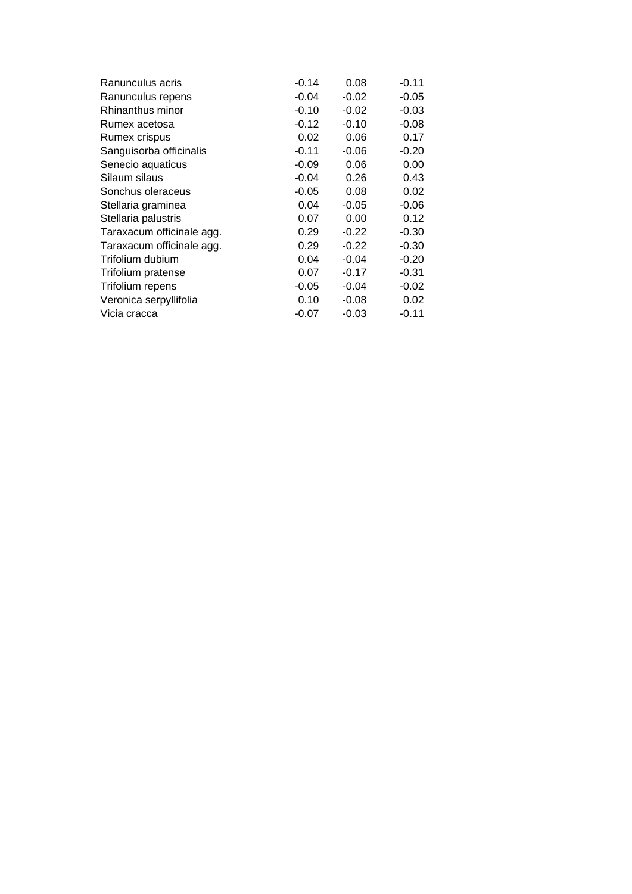| | | | |
|---|---|---|---|
| Ranunculus acris | -0.14 | 0.08 | -0.11 |
| Ranunculus repens | -0.04 | -0.02 | -0.05 |
| Rhinanthus minor | -0.10 | -0.02 | -0.03 |
| Rumex acetosa | -0.12 | -0.10 | -0.08 |
| Rumex crispus | 0.02 | 0.06 | 0.17 |
| Sanguisorba officinalis | -0.11 | -0.06 | -0.20 |
| Senecio aquaticus | -0.09 | 0.06 | 0.00 |
| Silaum silaus | -0.04 | 0.26 | 0.43 |
| Sonchus oleraceus | -0.05 | 0.08 | 0.02 |
| Stellaria graminea | 0.04 | -0.05 | -0.06 |
| Stellaria palustris | 0.07 | 0.00 | 0.12 |
| Taraxacum officinale agg. | 0.29 | -0.22 | -0.30 |
| Taraxacum officinale agg. | 0.29 | -0.22 | -0.30 |
| Trifolium dubium | 0.04 | -0.04 | -0.20 |
| Trifolium pratense | 0.07 | -0.17 | -0.31 |
| Trifolium repens | -0.05 | -0.04 | -0.02 |
| Veronica serpyllifolia | 0.10 | -0.08 | 0.02 |
| Vicia cracca | -0.07 | -0.03 | -0.11 |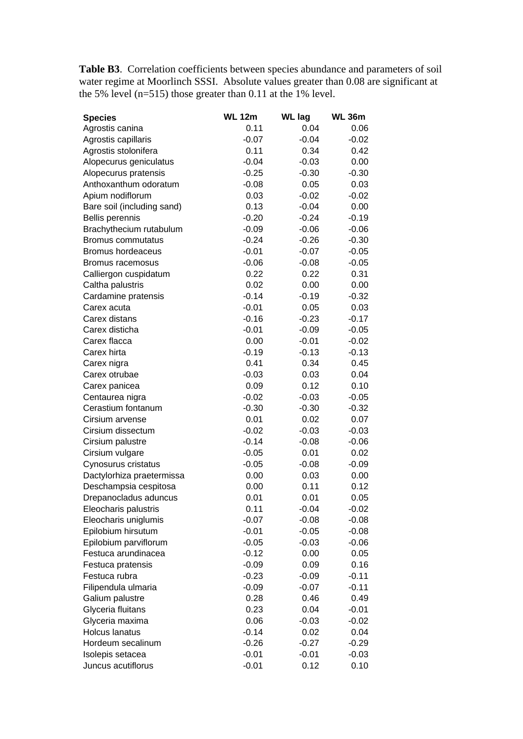**Table B3**. Correlation coefficients between species abundance and parameters of soil water regime at Moorlinch SSSI. Absolute values greater than 0.08 are significant at the 5% level (n=515) those greater than 0.11 at the 1% level.

| Species | WL 12m | WL lag | WL 36m |
|---|---|---|---|
| Agrostis canina | 0.11 | 0.04 | 0.06 |
| Agrostis capillaris | -0.07 | -0.04 | -0.02 |
| Agrostis stolonifera | 0.11 | 0.34 | 0.42 |
| Alopecurus geniculatus | -0.04 | -0.03 | 0.00 |
| Alopecurus pratensis | -0.25 | -0.30 | -0.30 |
| Anthoxanthum odoratum | -0.08 | 0.05 | 0.03 |
| Apium nodiflorum | 0.03 | -0.02 | -0.02 |
| Bare soil (including sand) | 0.13 | -0.04 | 0.00 |
| Bellis perennis | -0.20 | -0.24 | -0.19 |
| Brachythecium rutabulum | -0.09 | -0.06 | -0.06 |
| Bromus commutatus | -0.24 | -0.26 | -0.30 |
| Bromus hordeaceus | -0.01 | -0.07 | -0.05 |
| Bromus racemosus | -0.06 | -0.08 | -0.05 |
| Calliergon cuspidatum | 0.22 | 0.22 | 0.31 |
| Caltha palustris | 0.02 | 0.00 | 0.00 |
| Cardamine pratensis | -0.14 | -0.19 | -0.32 |
| Carex acuta | -0.01 | 0.05 | 0.03 |
| Carex distans | -0.16 | -0.23 | -0.17 |
| Carex disticha | -0.01 | -0.09 | -0.05 |
| Carex flacca | 0.00 | -0.01 | -0.02 |
| Carex hirta | -0.19 | -0.13 | -0.13 |
| Carex nigra | 0.41 | 0.34 | 0.45 |
| Carex otrubae | -0.03 | 0.03 | 0.04 |
| Carex panicea | 0.09 | 0.12 | 0.10 |
| Centaurea nigra | -0.02 | -0.03 | -0.05 |
| Cerastium fontanum | -0.30 | -0.30 | -0.32 |
| Cirsium arvense | 0.01 | 0.02 | 0.07 |
| Cirsium dissectum | -0.02 | -0.03 | -0.03 |
| Cirsium palustre | -0.14 | -0.08 | -0.06 |
| Cirsium vulgare | -0.05 | 0.01 | 0.02 |
| Cynosurus cristatus | -0.05 | -0.08 | -0.09 |
| Dactylorhiza praetermissa | 0.00 | 0.03 | 0.00 |
| Deschampsia cespitosa | 0.00 | 0.11 | 0.12 |
| Drepanocladus aduncus | 0.01 | 0.01 | 0.05 |
| Eleocharis palustris | 0.11 | -0.04 | -0.02 |
| Eleocharis uniglumis | -0.07 | -0.08 | -0.08 |
| Epilobium hirsutum | -0.01 | -0.05 | -0.08 |
| Epilobium parviflorum | -0.05 | -0.03 | -0.06 |
| Festuca arundinacea | -0.12 | 0.00 | 0.05 |
| Festuca pratensis | -0.09 | 0.09 | 0.16 |
| Festuca rubra | -0.23 | -0.09 | -0.11 |
| Filipendula ulmaria | -0.09 | -0.07 | -0.11 |
| Galium palustre | 0.28 | 0.46 | 0.49 |
| Glyceria fluitans | 0.23 | 0.04 | -0.01 |
| Glyceria maxima | 0.06 | -0.03 | -0.02 |
| Holcus lanatus | -0.14 | 0.02 | 0.04 |
| Hordeum secalinum | -0.26 | -0.27 | -0.29 |
| Isolepis setacea | -0.01 | -0.01 | -0.03 |
| Juncus acutiflorus | -0.01 | 0.12 | 0.10 |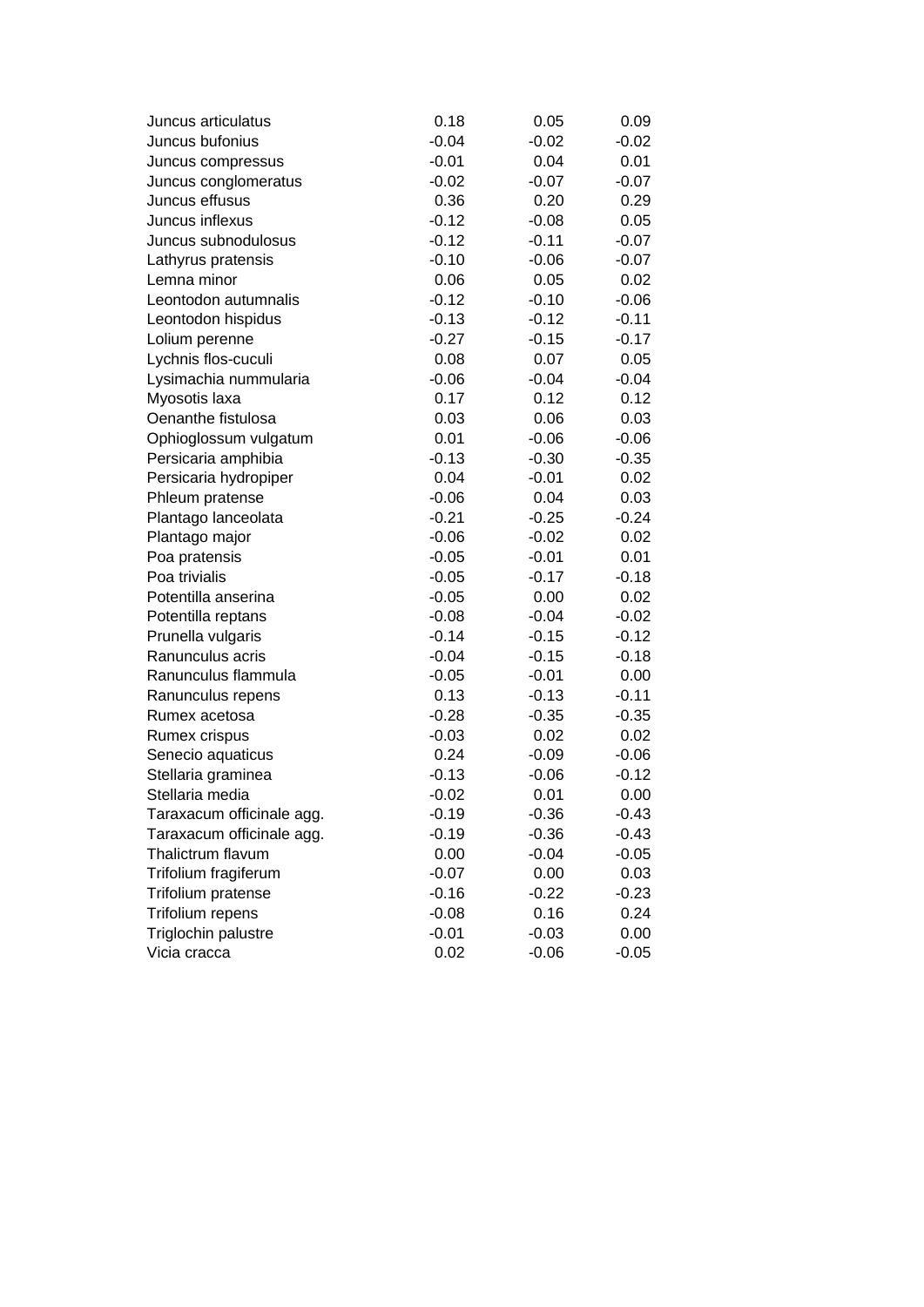| | | | |
|---|---|---|---|
| Juncus articulatus | 0.18 | 0.05 | 0.09 |
| Juncus bufonius | -0.04 | -0.02 | -0.02 |
| Juncus compressus | -0.01 | 0.04 | 0.01 |
| Juncus conglomeratus | -0.02 | -0.07 | -0.07 |
| Juncus effusus | 0.36 | 0.20 | 0.29 |
| Juncus inflexus | -0.12 | -0.08 | 0.05 |
| Juncus subnodulosus | -0.12 | -0.11 | -0.07 |
| Lathyrus pratensis | -0.10 | -0.06 | -0.07 |
| Lemna minor | 0.06 | 0.05 | 0.02 |
| Leontodon autumnalis | -0.12 | -0.10 | -0.06 |
| Leontodon hispidus | -0.13 | -0.12 | -0.11 |
| Lolium perenne | -0.27 | -0.15 | -0.17 |
| Lychnis flos-cuculi | 0.08 | 0.07 | 0.05 |
| Lysimachia nummularia | -0.06 | -0.04 | -0.04 |
| Myosotis laxa | 0.17 | 0.12 | 0.12 |
| Oenanthe fistulosa | 0.03 | 0.06 | 0.03 |
| Ophioglossum vulgatum | 0.01 | -0.06 | -0.06 |
| Persicaria amphibia | -0.13 | -0.30 | -0.35 |
| Persicaria hydropiper | 0.04 | -0.01 | 0.02 |
| Phleum pratense | -0.06 | 0.04 | 0.03 |
| Plantago lanceolata | -0.21 | -0.25 | -0.24 |
| Plantago major | -0.06 | -0.02 | 0.02 |
| Poa pratensis | -0.05 | -0.01 | 0.01 |
| Poa trivialis | -0.05 | -0.17 | -0.18 |
| Potentilla anserina | -0.05 | 0.00 | 0.02 |
| Potentilla reptans | -0.08 | -0.04 | -0.02 |
| Prunella vulgaris | -0.14 | -0.15 | -0.12 |
| Ranunculus acris | -0.04 | -0.15 | -0.18 |
| Ranunculus flammula | -0.05 | -0.01 | 0.00 |
| Ranunculus repens | 0.13 | -0.13 | -0.11 |
| Rumex acetosa | -0.28 | -0.35 | -0.35 |
| Rumex crispus | -0.03 | 0.02 | 0.02 |
| Senecio aquaticus | 0.24 | -0.09 | -0.06 |
| Stellaria graminea | -0.13 | -0.06 | -0.12 |
| Stellaria media | -0.02 | 0.01 | 0.00 |
| Taraxacum officinale agg. | -0.19 | -0.36 | -0.43 |
| Taraxacum officinale agg. | -0.19 | -0.36 | -0.43 |
| Thalictrum flavum | 0.00 | -0.04 | -0.05 |
| Trifolium fragiferum | -0.07 | 0.00 | 0.03 |
| Trifolium pratense | -0.16 | -0.22 | -0.23 |
| Trifolium repens | -0.08 | 0.16 | 0.24 |
| Triglochin palustre | -0.01 | -0.03 | 0.00 |
| Vicia cracca | 0.02 | -0.06 | -0.05 |